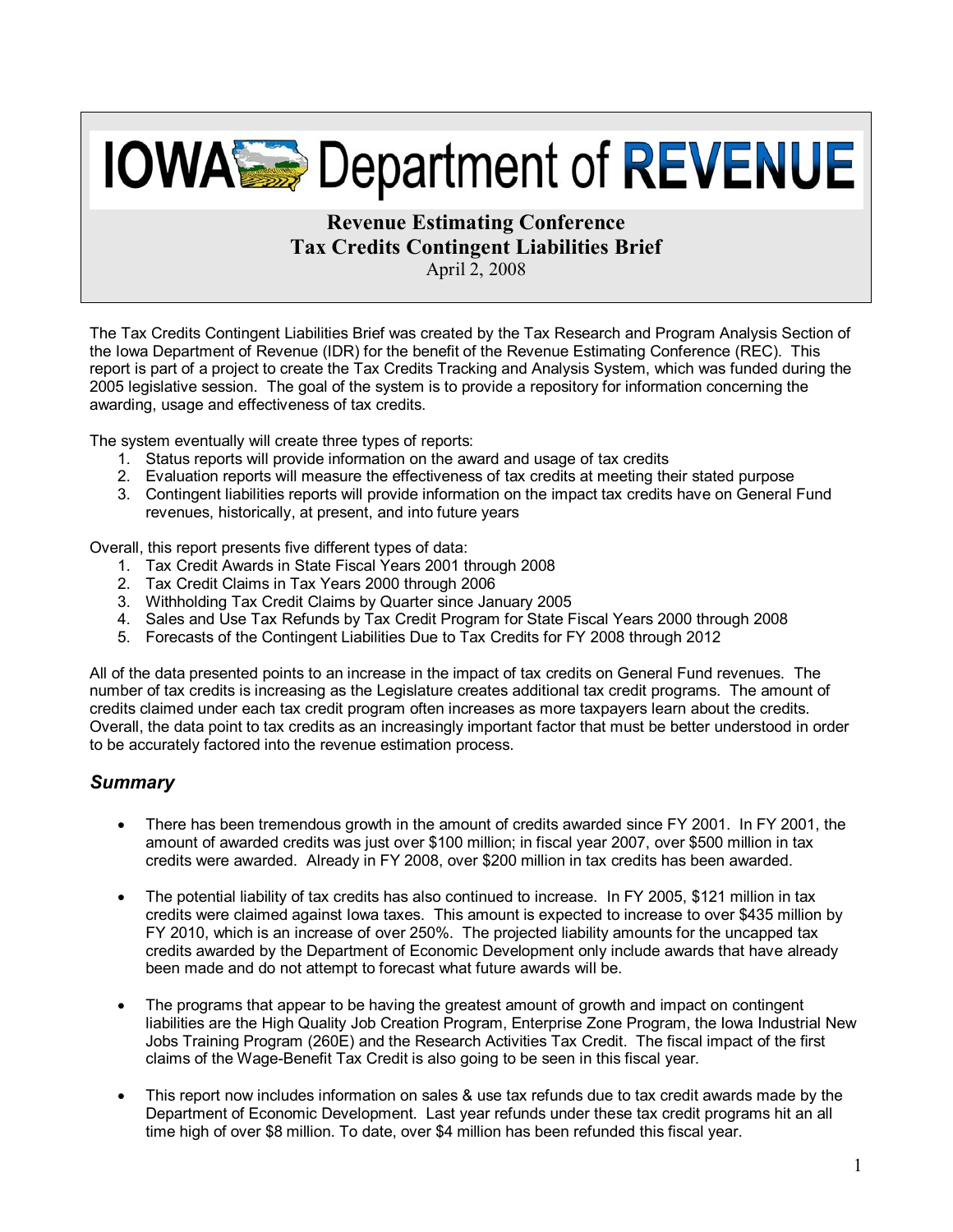# IOWA Department of REVENUE

## Revenue Estimating Conference
## Tax Credits Contingent Liabilities Brief

April 2, 2008

The Tax Credits Contingent Liabilities Brief was created by the Tax Research and Program Analysis Section of the Iowa Department of Revenue (IDR) for the benefit of the Revenue Estimating Conference (REC). This report is part of a project to create the Tax Credits Tracking and Analysis System, which was funded during the 2005 legislative session. The goal of the system is to provide a repository for information concerning the awarding, usage and effectiveness of tax credits.

The system eventually will create three types of reports:

1. Status reports will provide information on the award and usage of tax credits
2. Evaluation reports will measure the effectiveness of tax credits at meeting their stated purpose
3. Contingent liabilities reports will provide information on the impact tax credits have on General Fund revenues, historically, at present, and into future years

Overall, this report presents five different types of data:

1. Tax Credit Awards in State Fiscal Years 2001 through 2008
2. Tax Credit Claims in Tax Years 2000 through 2006
3. Withholding Tax Credit Claims by Quarter since January 2005
4. Sales and Use Tax Refunds by Tax Credit Program for State Fiscal Years 2000 through 2008
5. Forecasts of the Contingent Liabilities Due to Tax Credits for FY 2008 through 2012

All of the data presented points to an increase in the impact of tax credits on General Fund revenues. The number of tax credits is increasing as the Legislature creates additional tax credit programs. The amount of credits claimed under each tax credit program often increases as more taxpayers learn about the credits. Overall, the data point to tax credits as an increasingly important factor that must be better understood in order to be accurately factored into the revenue estimation process.

## *Summary*

- There has been tremendous growth in the amount of credits awarded since FY 2001. In FY 2001, the amount of awarded credits was just over $100 million; in fiscal year 2007, over $500 million in tax credits were awarded. Already in FY 2008, over $200 million in tax credits has been awarded.

- The potential liability of tax credits has also continued to increase. In FY 2005, $121 million in tax credits were claimed against Iowa taxes. This amount is expected to increase to over $435 million by FY 2010, which is an increase of over 250%. The projected liability amounts for the uncapped tax credits awarded by the Department of Economic Development only include awards that have already been made and do not attempt to forecast what future awards will be.

- The programs that appear to be having the greatest amount of growth and impact on contingent liabilities are the High Quality Job Creation Program, Enterprise Zone Program, the Iowa Industrial New Jobs Training Program (260E) and the Research Activities Tax Credit. The fiscal impact of the first claims of the Wage-Benefit Tax Credit is also going to be seen in this fiscal year.

- This report now includes information on sales & use tax refunds due to tax credit awards made by the Department of Economic Development. Last year refunds under these tax credit programs hit an all time high of over $8 million. To date, over $4 million has been refunded this fiscal year.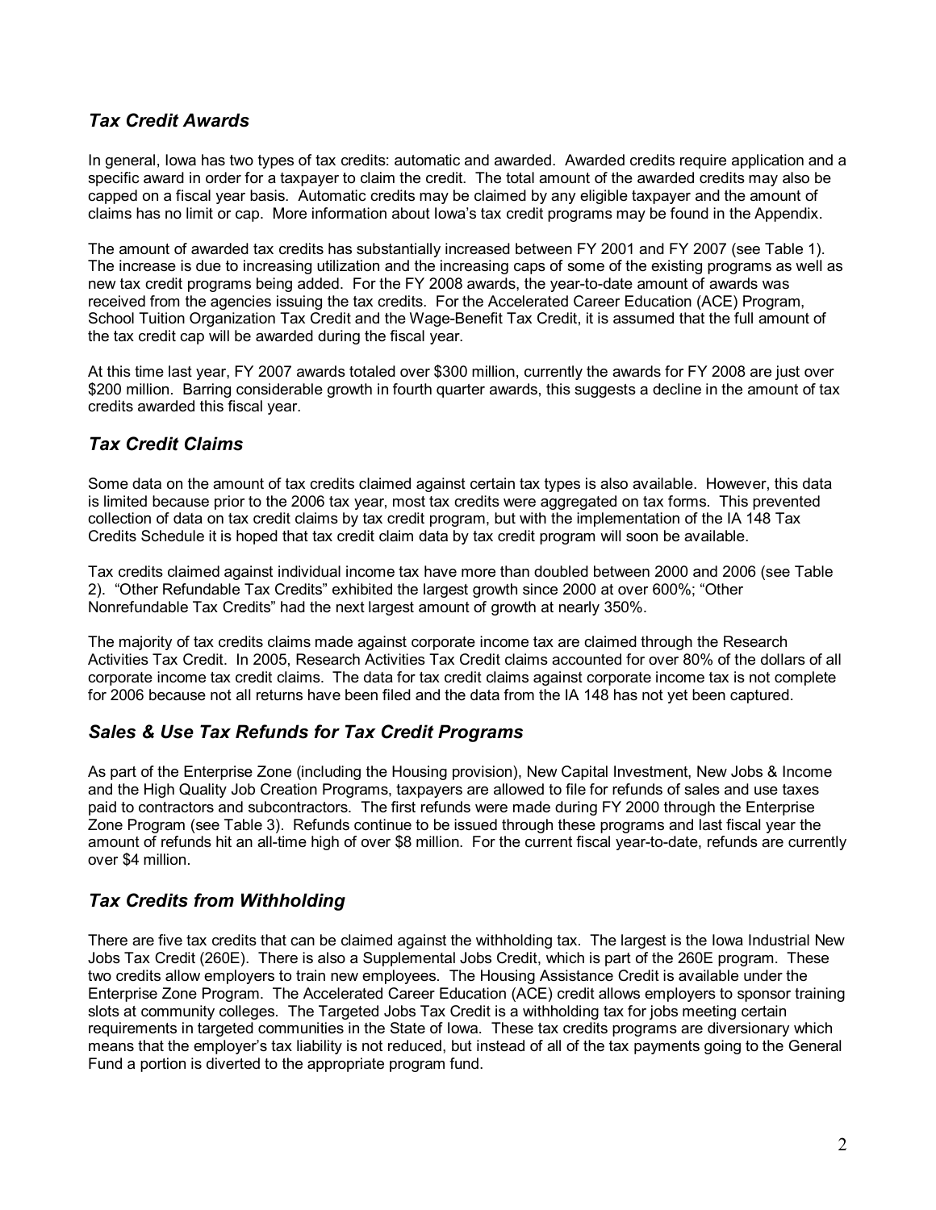## *Tax Credit Awards*

In general, Iowa has two types of tax credits: automatic and awarded. Awarded credits require application and a specific award in order for a taxpayer to claim the credit. The total amount of the awarded credits may also be capped on a fiscal year basis. Automatic credits may be claimed by any eligible taxpayer and the amount of claims has no limit or cap. More information about Iowa's tax credit programs may be found in the Appendix.

The amount of awarded tax credits has substantially increased between FY 2001 and FY 2007 (see Table 1). The increase is due to increasing utilization and the increasing caps of some of the existing programs as well as new tax credit programs being added. For the FY 2008 awards, the year-to-date amount of awards was received from the agencies issuing the tax credits. For the Accelerated Career Education (ACE) Program, School Tuition Organization Tax Credit and the Wage-Benefit Tax Credit, it is assumed that the full amount of the tax credit cap will be awarded during the fiscal year.

At this time last year, FY 2007 awards totaled over $300 million, currently the awards for FY 2008 are just over $200 million. Barring considerable growth in fourth quarter awards, this suggests a decline in the amount of tax credits awarded this fiscal year.

## *Tax Credit Claims*

Some data on the amount of tax credits claimed against certain tax types is also available. However, this data is limited because prior to the 2006 tax year, most tax credits were aggregated on tax forms. This prevented collection of data on tax credit claims by tax credit program, but with the implementation of the IA 148 Tax Credits Schedule it is hoped that tax credit claim data by tax credit program will soon be available.

Tax credits claimed against individual income tax have more than doubled between 2000 and 2006 (see Table 2). "Other Refundable Tax Credits" exhibited the largest growth since 2000 at over 600%; "Other Nonrefundable Tax Credits" had the next largest amount of growth at nearly 350%.

The majority of tax credits claims made against corporate income tax are claimed through the Research Activities Tax Credit. In 2005, Research Activities Tax Credit claims accounted for over 80% of the dollars of all corporate income tax credit claims. The data for tax credit claims against corporate income tax is not complete for 2006 because not all returns have been filed and the data from the IA 148 has not yet been captured.

## *Sales & Use Tax Refunds for Tax Credit Programs*

As part of the Enterprise Zone (including the Housing provision), New Capital Investment, New Jobs & Income and the High Quality Job Creation Programs, taxpayers are allowed to file for refunds of sales and use taxes paid to contractors and subcontractors. The first refunds were made during FY 2000 through the Enterprise Zone Program (see Table 3). Refunds continue to be issued through these programs and last fiscal year the amount of refunds hit an all-time high of over $8 million. For the current fiscal year-to-date, refunds are currently over $4 million.

## *Tax Credits from Withholding*

There are five tax credits that can be claimed against the withholding tax. The largest is the Iowa Industrial New Jobs Tax Credit (260E). There is also a Supplemental Jobs Credit, which is part of the 260E program. These two credits allow employers to train new employees. The Housing Assistance Credit is available under the Enterprise Zone Program. The Accelerated Career Education (ACE) credit allows employers to sponsor training slots at community colleges. The Targeted Jobs Tax Credit is a withholding tax for jobs meeting certain requirements in targeted communities in the State of Iowa. These tax credits programs are diversionary which means that the employer's tax liability is not reduced, but instead of all of the tax payments going to the General Fund a portion is diverted to the appropriate program fund.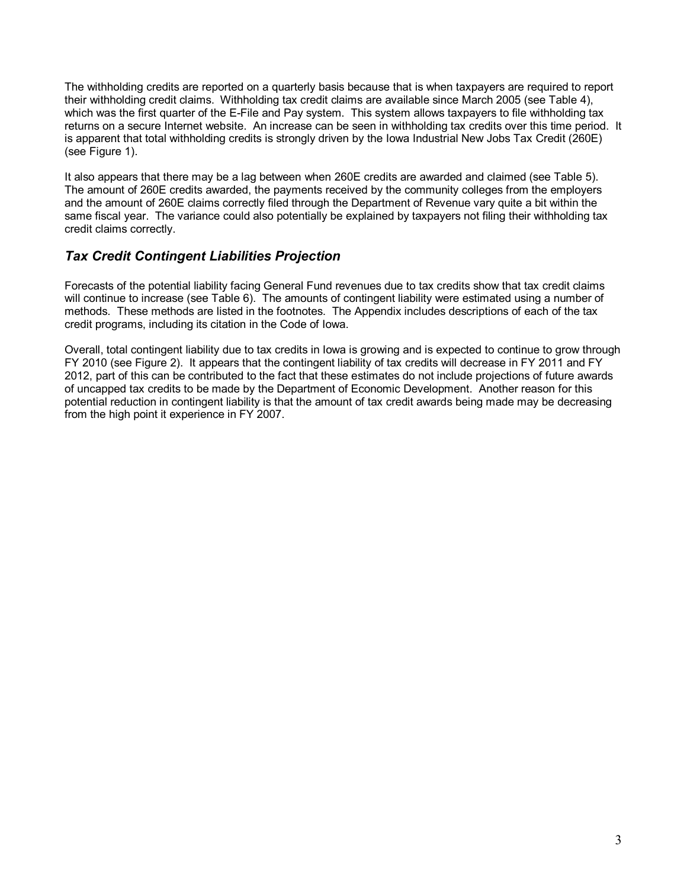The withholding credits are reported on a quarterly basis because that is when taxpayers are required to report their withholding credit claims. Withholding tax credit claims are available since March 2005 (see Table 4), which was the first quarter of the E-File and Pay system. This system allows taxpayers to file withholding tax returns on a secure Internet website. An increase can be seen in withholding tax credits over this time period. It is apparent that total withholding credits is strongly driven by the Iowa Industrial New Jobs Tax Credit (260E) (see Figure 1).

It also appears that there may be a lag between when 260E credits are awarded and claimed (see Table 5). The amount of 260E credits awarded, the payments received by the community colleges from the employers and the amount of 260E claims correctly filed through the Department of Revenue vary quite a bit within the same fiscal year. The variance could also potentially be explained by taxpayers not filing their withholding tax credit claims correctly.

## *Tax Credit Contingent Liabilities Projection*

Forecasts of the potential liability facing General Fund revenues due to tax credits show that tax credit claims will continue to increase (see Table 6). The amounts of contingent liability were estimated using a number of methods. These methods are listed in the footnotes. The Appendix includes descriptions of each of the tax credit programs, including its citation in the Code of Iowa.

Overall, total contingent liability due to tax credits in Iowa is growing and is expected to continue to grow through FY 2010 (see Figure 2). It appears that the contingent liability of tax credits will decrease in FY 2011 and FY 2012, part of this can be contributed to the fact that these estimates do not include projections of future awards of uncapped tax credits to be made by the Department of Economic Development. Another reason for this potential reduction in contingent liability is that the amount of tax credit awards being made may be decreasing from the high point it experience in FY 2007.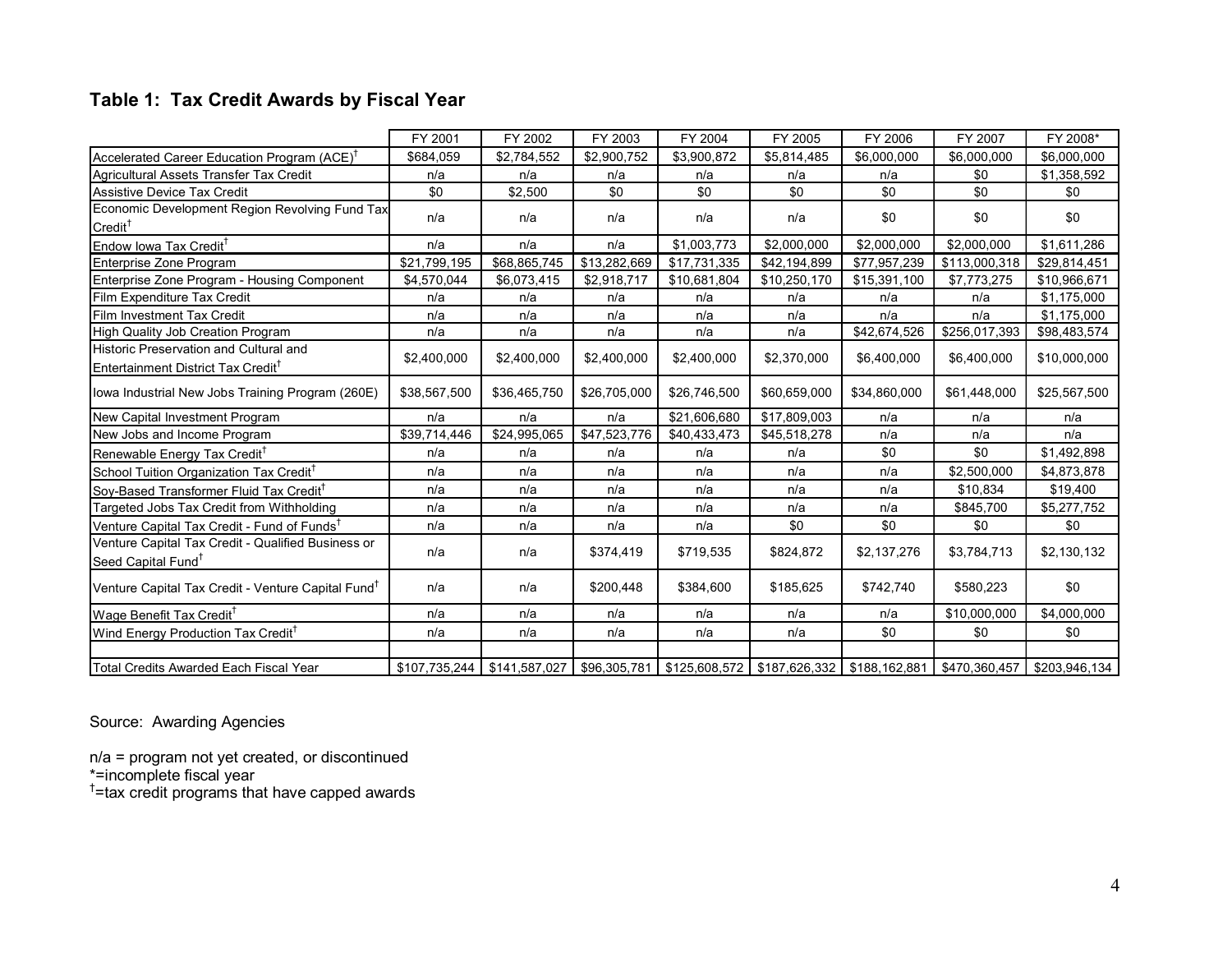## Table 1: Tax Credit Awards by Fiscal Year

| | FY 2001 | FY 2002 | FY 2003 | FY 2004 | FY 2005 | FY 2006 | FY 2007 | FY 2008* |
|---|---|---|---|---|---|---|---|---|
| Accelerated Career Education Program (ACE)† | $684,059 | $2,784,552 | $2,900,752 | $3,900,872 | $5,814,485 | $6,000,000 | $6,000,000 | $6,000,000 |
| Agricultural Assets Transfer Tax Credit | n/a | n/a | n/a | n/a | n/a | n/a | $0 | $1,358,592 |
| Assistive Device Tax Credit | $0 | $2,500 | $0 | $0 | $0 | $0 | $0 | $0 |
| Economic Development Region Revolving Fund Tax Credit† | n/a | n/a | n/a | n/a | n/a | $0 | $0 | $0 |
| Endow Iowa Tax Credit† | n/a | n/a | n/a | $1,003,773 | $2,000,000 | $2,000,000 | $2,000,000 | $1,611,286 |
| Enterprise Zone Program | $21,799,195 | $68,865,745 | $13,282,669 | $17,731,335 | $42,194,899 | $77,957,239 | $113,000,318 | $29,814,451 |
| Enterprise Zone Program - Housing Component | $4,570,044 | $6,073,415 | $2,918,717 | $10,681,804 | $10,250,170 | $15,391,100 | $7,773,275 | $10,966,671 |
| Film Expenditure Tax Credit | n/a | n/a | n/a | n/a | n/a | n/a | n/a | $1,175,000 |
| Film Investment Tax Credit | n/a | n/a | n/a | n/a | n/a | n/a | n/a | $1,175,000 |
| High Quality Job Creation Program | n/a | n/a | n/a | n/a | n/a | $42,674,526 | $256,017,393 | $98,483,574 |
| Historic Preservation and Cultural and Entertainment District Tax Credit† | $2,400,000 | $2,400,000 | $2,400,000 | $2,400,000 | $2,370,000 | $6,400,000 | $6,400,000 | $10,000,000 |
| Iowa Industrial New Jobs Training Program (260E) | $38,567,500 | $36,465,750 | $26,705,000 | $26,746,500 | $60,659,000 | $34,860,000 | $61,448,000 | $25,567,500 |
| New Capital Investment Program | n/a | n/a | n/a | $21,606,680 | $17,809,003 | n/a | n/a | n/a |
| New Jobs and Income Program | $39,714,446 | $24,995,065 | $47,523,776 | $40,433,473 | $45,518,278 | n/a | n/a | n/a |
| Renewable Energy Tax Credit† | n/a | n/a | n/a | n/a | n/a | $0 | $0 | $1,492,898 |
| School Tuition Organization Tax Credit† | n/a | n/a | n/a | n/a | n/a | n/a | $2,500,000 | $4,873,878 |
| Soy-Based Transformer Fluid Tax Credit† | n/a | n/a | n/a | n/a | n/a | n/a | $10,834 | $19,400 |
| Targeted Jobs Tax Credit from Withholding | n/a | n/a | n/a | n/a | n/a | n/a | $845,700 | $5,277,752 |
| Venture Capital Tax Credit - Fund of Funds† | n/a | n/a | n/a | n/a | $0 | $0 | $0 | $0 |
| Venture Capital Tax Credit - Qualified Business or Seed Capital Fund† | n/a | n/a | $374,419 | $719,535 | $824,872 | $2,137,276 | $3,784,713 | $2,130,132 |
| Venture Capital Tax Credit - Venture Capital Fund† | n/a | n/a | $200,448 | $384,600 | $185,625 | $742,740 | $580,223 | $0 |
| Wage Benefit Tax Credit† | n/a | n/a | n/a | n/a | n/a | n/a | $10,000,000 | $4,000,000 |
| Wind Energy Production Tax Credit† | n/a | n/a | n/a | n/a | n/a | $0 | $0 | $0 |
| | | | | | | | | |
| Total Credits Awarded Each Fiscal Year | $107,735,244 | $141,587,027 | $96,305,781 | $125,608,572 | $187,626,332 | $188,162,881 | $470,360,457 | $203,946,134 |

Source: Awarding Agencies

n/a = program not yet created, or discontinued
*=incomplete fiscal year
†=tax credit programs that have capped awards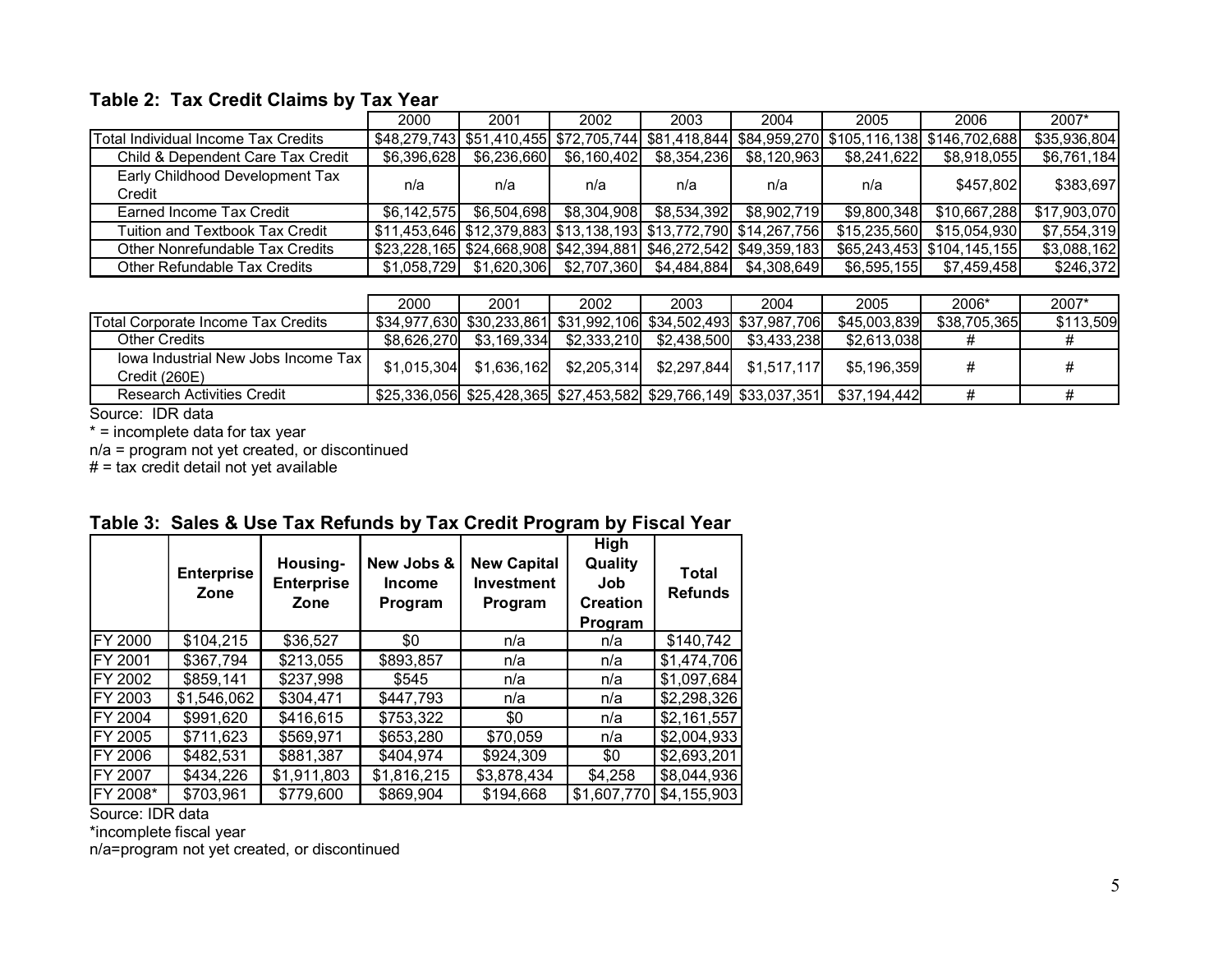**Table 2: Tax Credit Claims by Tax Year**

| | 2000 | 2001 | 2002 | 2003 | 2004 | 2005 | 2006 | 2007* |
|---|---|---|---|---|---|---|---|---|
| Total Individual Income Tax Credits | $48,279,743 | $51,410,455 | $72,705,744 | $81,418,844 | $84,959,270 | $105,116,138 | $146,702,688 | $35,936,804 |
| Child & Dependent Care Tax Credit | $6,396,628 | $6,236,660 | $6,160,402 | $8,354,236 | $8,120,963 | $8,241,622 | $8,918,055 | $6,761,184 |
| Early Childhood Development Tax Credit | n/a | n/a | n/a | n/a | n/a | n/a | $457,802 | $383,697 |
| Earned Income Tax Credit | $6,142,575 | $6,504,698 | $8,304,908 | $8,534,392 | $8,902,719 | $9,800,348 | $10,667,288 | $17,903,070 |
| Tuition and Textbook Tax Credit | $11,453,646 | $12,379,883 | $13,138,193 | $13,772,790 | $14,267,756 | $15,235,560 | $15,054,930 | $7,554,319 |
| Other Nonrefundable Tax Credits | $23,228,165 | $24,668,908 | $42,394,881 | $46,272,542 | $49,359,183 | $65,243,453 | $104,145,155 | $3,088,162 |
| Other Refundable Tax Credits | $1,058,729 | $1,620,306 | $2,707,360 | $4,484,884 | $4,308,649 | $6,595,155 | $7,459,458 | $246,372 |

| | 2000 | 2001 | 2002 | 2003 | 2004 | 2005 | 2006* | 2007* |
|---|---|---|---|---|---|---|---|---|
| Total Corporate Income Tax Credits | $34,977,630 | $30,233,861 | $31,992,106 | $34,502,493 | $37,987,706 | $45,003,839 | $38,705,365 | $113,509 |
| Other Credits | $8,626,270 | $3,169,334 | $2,333,210 | $2,438,500 | $3,433,238 | $2,613,038 | # | # |
| Iowa Industrial New Jobs Income Tax Credit (260E) | $1,015,304 | $1,636,162 | $2,205,314 | $2,297,844 | $1,517,117 | $5,196,359 | # | # |
| Research Activities Credit | $25,336,056 | $25,428,365 | $27,453,582 | $29,766,149 | $33,037,351 | $37,194,442 | # | # |

Source: IDR data
* = incomplete data for tax year
n/a = program not yet created, or discontinued
# = tax credit detail not yet available

**Table 3: Sales & Use Tax Refunds by Tax Credit Program by Fiscal Year**

| | Enterprise Zone | Housing-Enterprise Zone | New Jobs & Income Program | New Capital Investment Program | High Quality Job Creation Program | Total Refunds |
|---|---|---|---|---|---|---|
| FY 2000 | $104,215 | $36,527 | $0 | n/a | n/a | $140,742 |
| FY 2001 | $367,794 | $213,055 | $893,857 | n/a | n/a | $1,474,706 |
| FY 2002 | $859,141 | $237,998 | $545 | n/a | n/a | $1,097,684 |
| FY 2003 | $1,546,062 | $304,471 | $447,793 | n/a | n/a | $2,298,326 |
| FY 2004 | $991,620 | $416,615 | $753,322 | $0 | n/a | $2,161,557 |
| FY 2005 | $711,623 | $569,971 | $653,280 | $70,059 | n/a | $2,004,933 |
| FY 2006 | $482,531 | $881,387 | $404,974 | $924,309 | $0 | $2,693,201 |
| FY 2007 | $434,226 | $1,911,803 | $1,816,215 | $3,878,434 | $4,258 | $8,044,936 |
| FY 2008* | $703,961 | $779,600 | $869,904 | $194,668 | $1,607,770 | $4,155,903 |

Source: IDR data
*incomplete fiscal year
n/a=program not yet created, or discontinued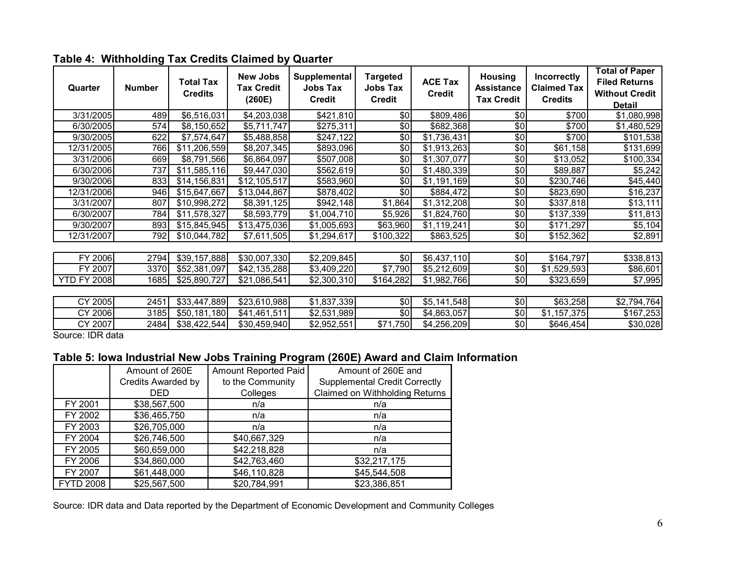### Table 4: Withholding Tax Credits Claimed by Quarter

| Quarter | Number | Total Tax Credits | New Jobs Tax Credit (260E) | Supplemental Jobs Tax Credit | Targeted Jobs Tax Credit | ACE Tax Credit | Housing Assistance Tax Credit | Incorrectly Claimed Tax Credits | Total of Paper Filed Returns Without Credit Detail |
|---|---|---|---|---|---|---|---|---|---|
| 3/31/2005 | 489 | $6,516,031 | $4,203,038 | $421,810 | $0 | $809,486 | $0 | $700 | $1,080,998 |
| 6/30/2005 | 574 | $8,150,652 | $5,711,747 | $275,311 | $0 | $682,368 | $0 | $700 | $1,480,529 |
| 9/30/2005 | 622 | $7,574,647 | $5,488,858 | $247,122 | $0 | $1,736,431 | $0 | $700 | $101,538 |
| 12/31/2005 | 766 | $11,206,559 | $8,207,345 | $893,096 | $0 | $1,913,263 | $0 | $61,158 | $131,699 |
| 3/31/2006 | 669 | $8,791,566 | $6,864,097 | $507,008 | $0 | $1,307,077 | $0 | $13,052 | $100,334 |
| 6/30/2006 | 737 | $11,585,116 | $9,447,030 | $562,619 | $0 | $1,480,339 | $0 | $89,887 | $5,242 |
| 9/30/2006 | 833 | $14,156,831 | $12,105,517 | $583,960 | $0 | $1,191,169 | $0 | $230,746 | $45,440 |
| 12/31/2006 | 946 | $15,647,667 | $13,044,867 | $878,402 | $0 | $884,472 | $0 | $823,690 | $16,237 |
| 3/31/2007 | 807 | $10,998,272 | $8,391,125 | $942,148 | $1,864 | $1,312,208 | $0 | $337,818 | $13,111 |
| 6/30/2007 | 784 | $11,578,327 | $8,593,779 | $1,004,710 | $5,926 | $1,824,760 | $0 | $137,339 | $11,813 |
| 9/30/2007 | 893 | $15,845,945 | $13,475,036 | $1,005,693 | $63,960 | $1,119,241 | $0 | $171,297 | $5,104 |
| 12/31/2007 | 792 | $10,044,782 | $7,611,505 | $1,294,617 | $100,322 | $863,525 | $0 | $152,362 | $2,891 |
| | | | | | | | | | |
| FY 2006 | 2794 | $39,157,888 | $30,007,330 | $2,209,845 | $0 | $6,437,110 | $0 | $164,797 | $338,813 |
| FY 2007 | 3370 | $52,381,097 | $42,135,288 | $3,409,220 | $7,790 | $5,212,609 | $0 | $1,529,593 | $86,601 |
| YTD FY 2008 | 1685 | $25,890,727 | $21,086,541 | $2,300,310 | $164,282 | $1,982,766 | $0 | $323,659 | $7,995 |
| | | | | | | | | | |
| CY 2005 | 2451 | $33,447,889 | $23,610,988 | $1,837,339 | $0 | $5,141,548 | $0 | $63,258 | $2,794,764 |
| CY 2006 | 3185 | $50,181,180 | $41,461,511 | $2,531,989 | $0 | $4,863,057 | $0 | $1,157,375 | $167,253 |
| CY 2007 | 2484 | $38,422,544 | $30,459,940 | $2,952,551 | $71,750 | $4,256,209 | $0 | $646,454 | $30,028 |

Source: IDR data

### Table 5: Iowa Industrial New Jobs Training Program (260E) Award and Claim Information

| | Amount of 260E Credits Awarded by DED | Amount Reported Paid to the Community Colleges | Amount of 260E and Supplemental Credit Correctly Claimed on Withholding Returns |
|---|---|---|---|
| FY 2001 | $38,567,500 | n/a | n/a |
| FY 2002 | $36,465,750 | n/a | n/a |
| FY 2003 | $26,705,000 | n/a | n/a |
| FY 2004 | $26,746,500 | $40,667,329 | n/a |
| FY 2005 | $60,659,000 | $42,218,828 | n/a |
| FY 2006 | $34,860,000 | $42,763,460 | $32,217,175 |
| FY 2007 | $61,448,000 | $46,110,828 | $45,544,508 |
| FYTD 2008 | $25,567,500 | $20,784,991 | $23,386,851 |

Source: IDR data and Data reported by the Department of Economic Development and Community Colleges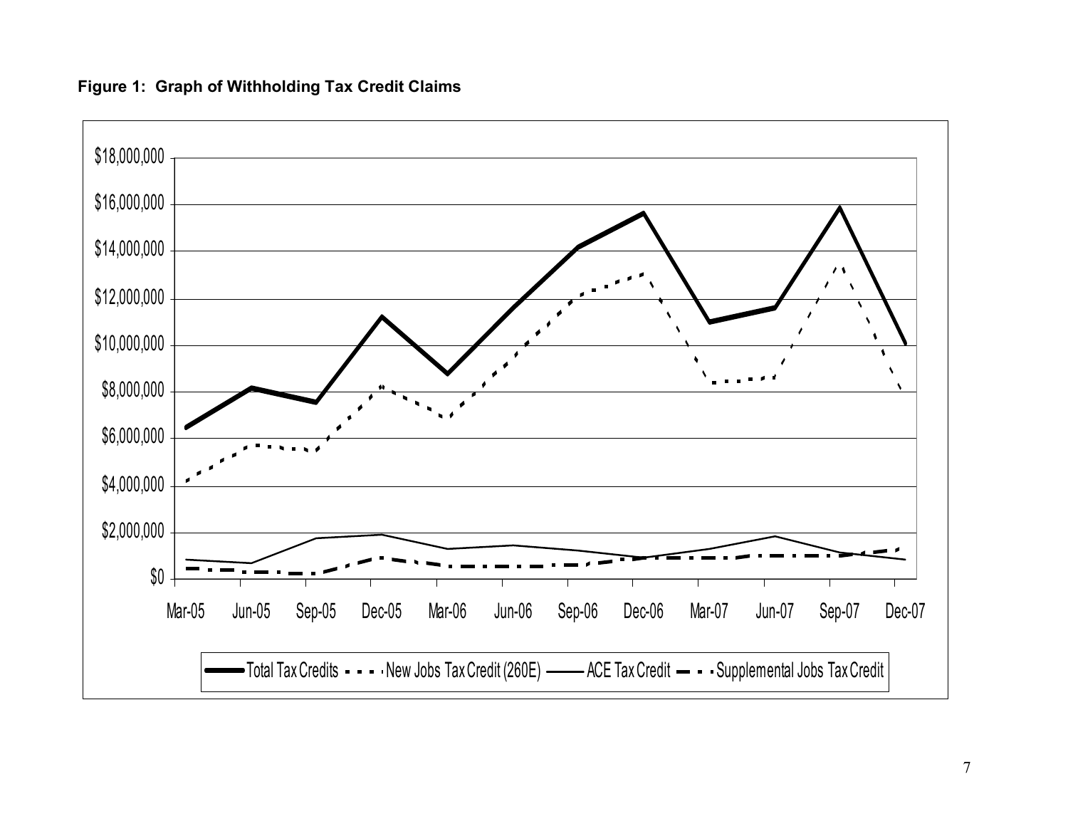**Figure 1: Graph of Withholding Tax Credit Claims**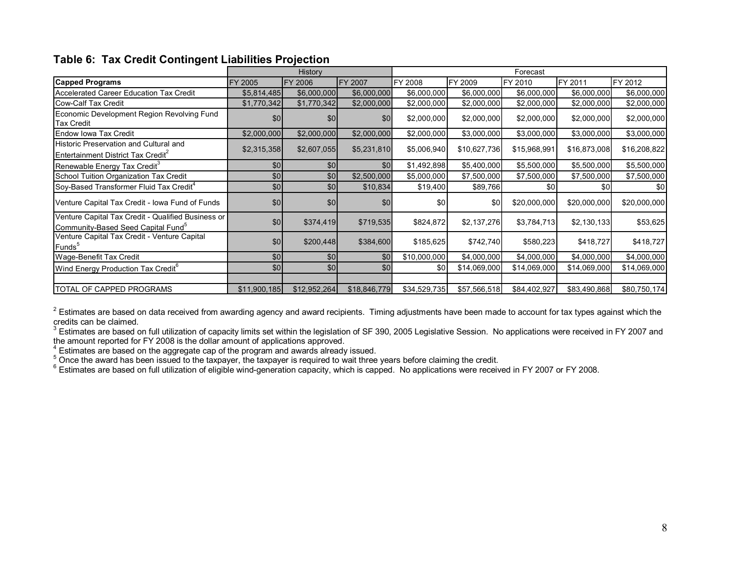## Table 6: Tax Credit Contingent Liabilities Projection

| | History | | | Forecast | | | | |
|---|---|---|---|---|---|---|---|---|
| **Capped Programs** | FY 2005 | FY 2006 | FY 2007 | FY 2008 | FY 2009 | FY 2010 | FY 2011 | FY 2012 |
| Accelerated Career Education Tax Credit | $5,814,485 | $6,000,000 | $6,000,000 | $6,000,000 | $6,000,000 | $6,000,000 | $6,000,000 | $6,000,000 |
| Cow-Calf Tax Credit | $1,770,342 | $1,770,342 | $2,000,000 | $2,000,000 | $2,000,000 | $2,000,000 | $2,000,000 | $2,000,000 |
| Economic Development Region Revolving Fund Tax Credit | $0 | $0 | $0 | $2,000,000 | $2,000,000 | $2,000,000 | $2,000,000 | $2,000,000 |
| Endow Iowa Tax Credit | $2,000,000 | $2,000,000 | $2,000,000 | $2,000,000 | $3,000,000 | $3,000,000 | $3,000,000 | $3,000,000 |
| Historic Preservation and Cultural and Entertainment District Tax Credit[2] | $2,315,358 | $2,607,055 | $5,231,810 | $5,006,940 | $10,627,736 | $15,968,991 | $16,873,008 | $16,208,822 |
| Renewable Energy Tax Credit[3] | $0 | $0 | $0 | $1,492,898 | $5,400,000 | $5,500,000 | $5,500,000 | $5,500,000 |
| School Tuition Organization Tax Credit | $0 | $0 | $2,500,000 | $5,000,000 | $7,500,000 | $7,500,000 | $7,500,000 | $7,500,000 |
| Soy-Based Transformer Fluid Tax Credit[4] | $0 | $0 | $10,834 | $19,400 | $89,766 | $0 | $0 | $0 |
| Venture Capital Tax Credit - Iowa Fund of Funds | $0 | $0 | $0 | $0 | $0 | $20,000,000 | $20,000,000 | $20,000,000 |
| Venture Capital Tax Credit - Qualified Business or Community-Based Seed Capital Fund[5] | $0 | $374,419 | $719,535 | $824,872 | $2,137,276 | $3,784,713 | $2,130,133 | $53,625 |
| Venture Capital Tax Credit - Venture Capital Funds[5] | $0 | $200,448 | $384,600 | $185,625 | $742,740 | $580,223 | $418,727 | $418,727 |
| Wage-Benefit Tax Credit | $0 | $0 | $0 | $10,000,000 | $4,000,000 | $4,000,000 | $4,000,000 | $4,000,000 |
| Wind Energy Production Tax Credit[6] | $0 | $0 | $0 | $0 | $14,069,000 | $14,069,000 | $14,069,000 | $14,069,000 |
| | | | | | | | | |
| TOTAL OF CAPPED PROGRAMS | $11,900,185 | $12,952,264 | $18,846,779 | $34,529,735 | $57,566,518 | $84,402,927 | $83,490,868 | $80,750,174 |

[2] Estimates are based on data received from awarding agency and award recipients. Timing adjustments have been made to account for tax types against which the credits can be claimed.
[3] Estimates are based on full utilization of capacity limits set within the legislation of SF 390, 2005 Legislative Session. No applications were received in FY 2007 and the amount reported for FY 2008 is the dollar amount of applications approved.
[4] Estimates are based on the aggregate cap of the program and awards already issued.
[5] Once the award has been issued to the taxpayer, the taxpayer is required to wait three years before claiming the credit.
[6] Estimates are based on full utilization of eligible wind-generation capacity, which is capped. No applications were received in FY 2007 or FY 2008.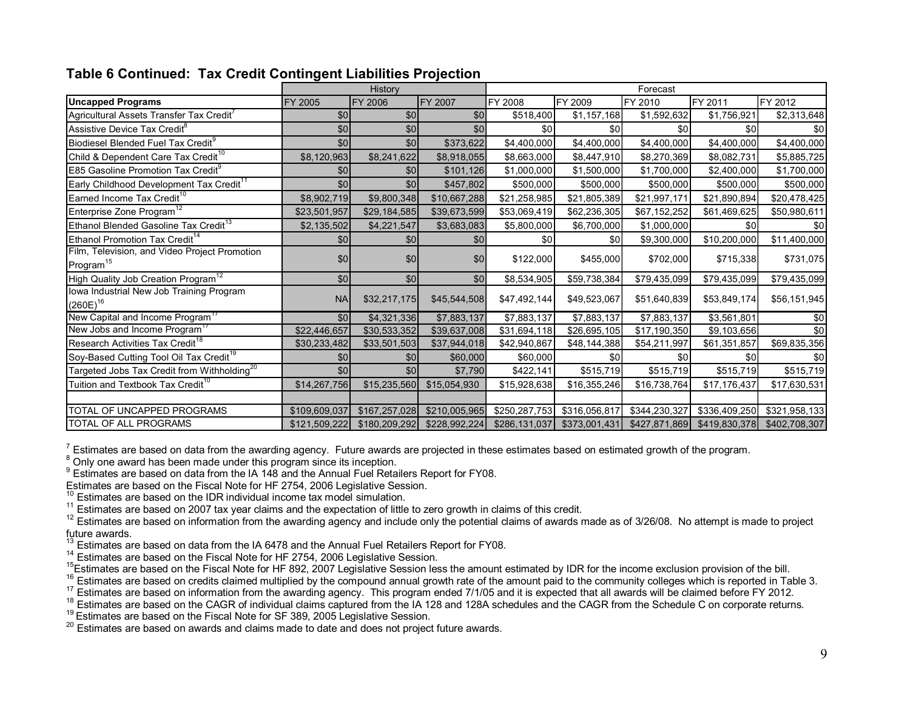**Table 6 Continued: Tax Credit Contingent Liabilities Projection**

| | History | | | Forecast | | | | |
|---|---|---|---|---|---|---|---|---|
| **Uncapped Programs** | FY 2005 | FY 2006 | FY 2007 | FY 2008 | FY 2009 | FY 2010 | FY 2011 | FY 2012 |
| Agricultural Assets Transfer Tax Credit[7] | $0 | $0 | $0 | $518,400 | $1,157,168 | $1,592,632 | $1,756,921 | $2,313,648 |
| Assistive Device Tax Credit[8] | $0 | $0 | $0 | $0 | $0 | $0 | $0 | $0 |
| Biodiesel Blended Fuel Tax Credit[9] | $0 | $0 | $373,622 | $4,400,000 | $4,400,000 | $4,400,000 | $4,400,000 | $4,400,000 |
| Child & Dependent Care Tax Credit[10] | $8,120,963 | $8,241,622 | $8,918,055 | $8,663,000 | $8,447,910 | $8,270,369 | $8,082,731 | $5,885,725 |
| E85 Gasoline Promotion Tax Credit[9] | $0 | $0 | $101,126 | $1,000,000 | $1,500,000 | $1,700,000 | $2,400,000 | $1,700,000 |
| Early Childhood Development Tax Credit[11] | $0 | $0 | $457,802 | $500,000 | $500,000 | $500,000 | $500,000 | $500,000 |
| Earned Income Tax Credit[10] | $8,902,719 | $9,800,348 | $10,667,288 | $21,258,985 | $21,805,389 | $21,997,171 | $21,890,894 | $20,478,425 |
| Enterprise Zone Program[12] | $23,501,957 | $29,184,585 | $39,673,599 | $53,069,419 | $62,236,305 | $67,152,252 | $61,469,625 | $50,980,611 |
| Ethanol Blended Gasoline Tax Credit[13] | $2,135,502 | $4,221,547 | $3,683,083 | $5,800,000 | $6,700,000 | $1,000,000 | $0 | $0 |
| Ethanol Promotion Tax Credit[14] | $0 | $0 | $0 | $0 | $0 | $9,300,000 | $10,200,000 | $11,400,000 |
| Film, Television, and Video Project Promotion Program[15] | $0 | $0 | $0 | $122,000 | $455,000 | $702,000 | $715,338 | $731,075 |
| High Quality Job Creation Program[12] | $0 | $0 | $0 | $8,534,905 | $59,738,384 | $79,435,099 | $79,435,099 | $79,435,099 |
| Iowa Industrial New Job Training Program (260E)[16] | NA | $32,217,175 | $45,544,508 | $47,492,144 | $49,523,067 | $51,640,839 | $53,849,174 | $56,151,945 |
| New Capital and Income Program[17] | $0 | $4,321,336 | $7,883,137 | $7,883,137 | $7,883,137 | $7,883,137 | $3,561,801 | $0 |
| New Jobs and Income Program[17] | $22,446,657 | $30,533,352 | $39,637,008 | $31,694,118 | $26,695,105 | $17,190,350 | $9,103,656 | $0 |
| Research Activities Tax Credit[18] | $30,233,482 | $33,501,503 | $37,944,018 | $42,940,867 | $48,144,388 | $54,211,997 | $61,351,857 | $69,835,356 |
| Soy-Based Cutting Tool Oil Tax Credit[19] | $0 | $0 | $60,000 | $60,000 | $0 | $0 | $0 | $0 |
| Targeted Jobs Tax Credit from Withholding[20] | $0 | $0 | $7,790 | $422,141 | $515,719 | $515,719 | $515,719 | $515,719 |
| Tuition and Textbook Tax Credit[10] | $14,267,756 | $15,235,560 | $15,054,930 | $15,928,638 | $16,355,246 | $16,738,764 | $17,176,437 | $17,630,531 |
| | | | | | | | | |
| TOTAL OF UNCAPPED PROGRAMS | $109,609,037 | $167,257,028 | $210,005,965 | $250,287,753 | $316,056,817 | $344,230,327 | $336,409,250 | $321,958,133 |
| TOTAL OF ALL PROGRAMS | $121,509,222 | $180,209,292 | $228,992,224 | $286,131,037 | $373,001,431 | $427,871,869 | $419,830,378 | $402,708,307 |

[7] Estimates are based on data from the awarding agency. Future awards are projected in these estimates based on estimated growth of the program.
[8] Only one award has been made under this program since its inception.
[9] Estimates are based on data from the IA 148 and the Annual Fuel Retailers Report for FY08.
Estimates are based on the Fiscal Note for HF 2754, 2006 Legislative Session.
[10] Estimates are based on the IDR individual income tax model simulation.
[11] Estimates are based on 2007 tax year claims and the expectation of little to zero growth in claims of this credit.
[12] Estimates are based on information from the awarding agency and include only the potential claims of awards made as of 3/26/08. No attempt is made to project future awards.
[13] Estimates are based on data from the IA 6478 and the Annual Fuel Retailers Report for FY08.
[14] Estimates are based on the Fiscal Note for HF 2754, 2006 Legislative Session.
[15] Estimates are based on the Fiscal Note for HF 892, 2007 Legislative Session less the amount estimated by IDR for the income exclusion provision of the bill.
[16] Estimates are based on credits claimed multiplied by the compound annual growth rate of the amount paid to the community colleges which is reported in Table 3.
[17] Estimates are based on information from the awarding agency. This program ended 7/1/05 and it is expected that all awards will be claimed before FY 2012.
[18] Estimates are based on the CAGR of individual claims captured from the IA 128 and 128A schedules and the CAGR from the Schedule C on corporate returns.
[19] Estimates are based on the Fiscal Note for SF 389, 2005 Legislative Session.
[20] Estimates are based on awards and claims made to date and does not project future awards.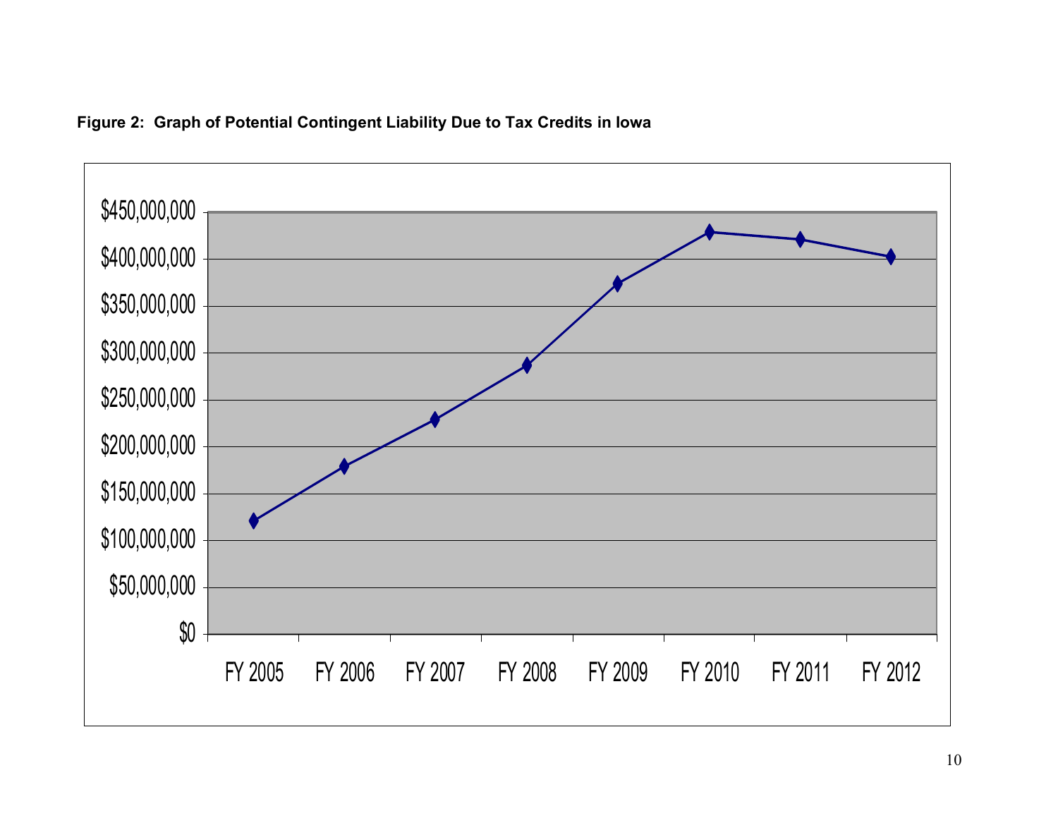**Figure 2: Graph of Potential Contingent Liability Due to Tax Credits in Iowa**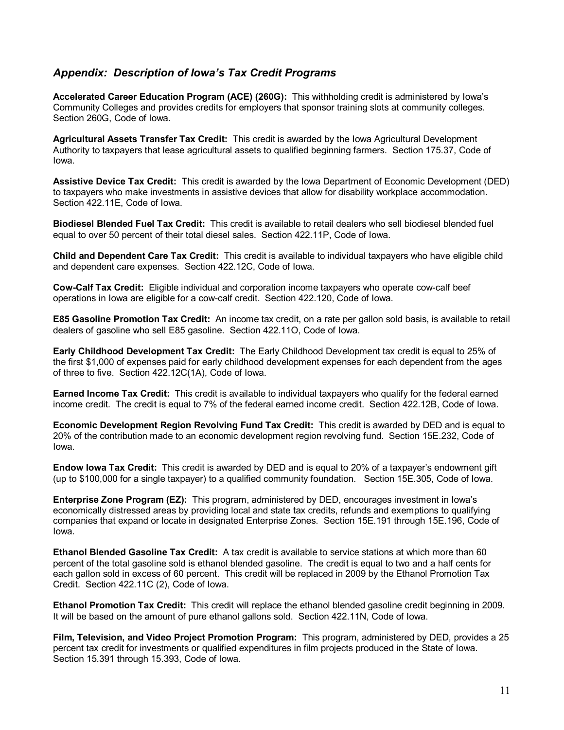## *Appendix: Description of Iowa's Tax Credit Programs*

**Accelerated Career Education Program (ACE) (260G):** This withholding credit is administered by Iowa's Community Colleges and provides credits for employers that sponsor training slots at community colleges. Section 260G, Code of Iowa.

**Agricultural Assets Transfer Tax Credit:** This credit is awarded by the Iowa Agricultural Development Authority to taxpayers that lease agricultural assets to qualified beginning farmers. Section 175.37, Code of Iowa.

**Assistive Device Tax Credit:** This credit is awarded by the Iowa Department of Economic Development (DED) to taxpayers who make investments in assistive devices that allow for disability workplace accommodation. Section 422.11E, Code of Iowa.

**Biodiesel Blended Fuel Tax Credit:** This credit is available to retail dealers who sell biodiesel blended fuel equal to over 50 percent of their total diesel sales. Section 422.11P, Code of Iowa.

**Child and Dependent Care Tax Credit:** This credit is available to individual taxpayers who have eligible child and dependent care expenses. Section 422.12C, Code of Iowa.

**Cow-Calf Tax Credit:** Eligible individual and corporation income taxpayers who operate cow-calf beef operations in Iowa are eligible for a cow-calf credit. Section 422.120, Code of Iowa.

**E85 Gasoline Promotion Tax Credit:** An income tax credit, on a rate per gallon sold basis, is available to retail dealers of gasoline who sell E85 gasoline. Section 422.11O, Code of Iowa.

**Early Childhood Development Tax Credit:** The Early Childhood Development tax credit is equal to 25% of the first $1,000 of expenses paid for early childhood development expenses for each dependent from the ages of three to five. Section 422.12C(1A), Code of Iowa.

**Earned Income Tax Credit:** This credit is available to individual taxpayers who qualify for the federal earned income credit. The credit is equal to 7% of the federal earned income credit. Section 422.12B, Code of Iowa.

**Economic Development Region Revolving Fund Tax Credit:** This credit is awarded by DED and is equal to 20% of the contribution made to an economic development region revolving fund. Section 15E.232, Code of Iowa.

**Endow Iowa Tax Credit:** This credit is awarded by DED and is equal to 20% of a taxpayer's endowment gift (up to $100,000 for a single taxpayer) to a qualified community foundation. Section 15E.305, Code of Iowa.

**Enterprise Zone Program (EZ):** This program, administered by DED, encourages investment in Iowa's economically distressed areas by providing local and state tax credits, refunds and exemptions to qualifying companies that expand or locate in designated Enterprise Zones. Section 15E.191 through 15E.196, Code of Iowa.

**Ethanol Blended Gasoline Tax Credit:** A tax credit is available to service stations at which more than 60 percent of the total gasoline sold is ethanol blended gasoline. The credit is equal to two and a half cents for each gallon sold in excess of 60 percent. This credit will be replaced in 2009 by the Ethanol Promotion Tax Credit. Section 422.11C (2), Code of Iowa.

**Ethanol Promotion Tax Credit:** This credit will replace the ethanol blended gasoline credit beginning in 2009. It will be based on the amount of pure ethanol gallons sold. Section 422.11N, Code of Iowa.

**Film, Television, and Video Project Promotion Program:** This program, administered by DED, provides a 25 percent tax credit for investments or qualified expenditures in film projects produced in the State of Iowa. Section 15.391 through 15.393, Code of Iowa.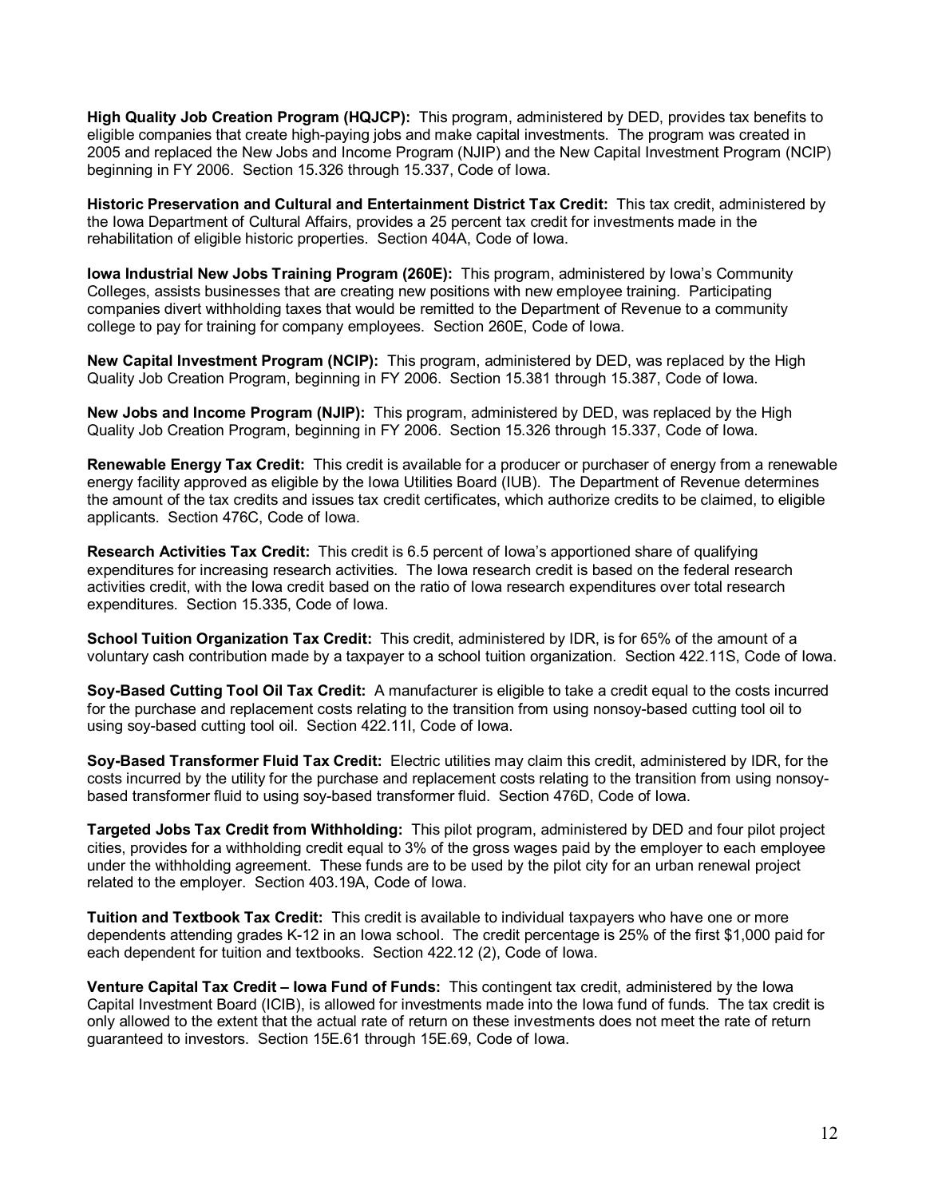**High Quality Job Creation Program (HQJCP):** This program, administered by DED, provides tax benefits to eligible companies that create high-paying jobs and make capital investments. The program was created in 2005 and replaced the New Jobs and Income Program (NJIP) and the New Capital Investment Program (NCIP) beginning in FY 2006. Section 15.326 through 15.337, Code of Iowa.

**Historic Preservation and Cultural and Entertainment District Tax Credit:** This tax credit, administered by the Iowa Department of Cultural Affairs, provides a 25 percent tax credit for investments made in the rehabilitation of eligible historic properties. Section 404A, Code of Iowa.

**Iowa Industrial New Jobs Training Program (260E):** This program, administered by Iowa's Community Colleges, assists businesses that are creating new positions with new employee training. Participating companies divert withholding taxes that would be remitted to the Department of Revenue to a community college to pay for training for company employees. Section 260E, Code of Iowa.

**New Capital Investment Program (NCIP):** This program, administered by DED, was replaced by the High Quality Job Creation Program, beginning in FY 2006. Section 15.381 through 15.387, Code of Iowa.

**New Jobs and Income Program (NJIP):** This program, administered by DED, was replaced by the High Quality Job Creation Program, beginning in FY 2006. Section 15.326 through 15.337, Code of Iowa.

**Renewable Energy Tax Credit:** This credit is available for a producer or purchaser of energy from a renewable energy facility approved as eligible by the Iowa Utilities Board (IUB). The Department of Revenue determines the amount of the tax credits and issues tax credit certificates, which authorize credits to be claimed, to eligible applicants. Section 476C, Code of Iowa.

**Research Activities Tax Credit:** This credit is 6.5 percent of Iowa's apportioned share of qualifying expenditures for increasing research activities. The Iowa research credit is based on the federal research activities credit, with the Iowa credit based on the ratio of Iowa research expenditures over total research expenditures. Section 15.335, Code of Iowa.

**School Tuition Organization Tax Credit:** This credit, administered by IDR, is for 65% of the amount of a voluntary cash contribution made by a taxpayer to a school tuition organization. Section 422.11S, Code of Iowa.

**Soy-Based Cutting Tool Oil Tax Credit:** A manufacturer is eligible to take a credit equal to the costs incurred for the purchase and replacement costs relating to the transition from using nonsoy-based cutting tool oil to using soy-based cutting tool oil. Section 422.11I, Code of Iowa.

**Soy-Based Transformer Fluid Tax Credit:** Electric utilities may claim this credit, administered by IDR, for the costs incurred by the utility for the purchase and replacement costs relating to the transition from using nonsoy-based transformer fluid to using soy-based transformer fluid. Section 476D, Code of Iowa.

**Targeted Jobs Tax Credit from Withholding:** This pilot program, administered by DED and four pilot project cities, provides for a withholding credit equal to 3% of the gross wages paid by the employer to each employee under the withholding agreement. These funds are to be used by the pilot city for an urban renewal project related to the employer. Section 403.19A, Code of Iowa.

**Tuition and Textbook Tax Credit:** This credit is available to individual taxpayers who have one or more dependents attending grades K-12 in an Iowa school. The credit percentage is 25% of the first $1,000 paid for each dependent for tuition and textbooks. Section 422.12 (2), Code of Iowa.

**Venture Capital Tax Credit – Iowa Fund of Funds:** This contingent tax credit, administered by the Iowa Capital Investment Board (ICIB), is allowed for investments made into the Iowa fund of funds. The tax credit is only allowed to the extent that the actual rate of return on these investments does not meet the rate of return guaranteed to investors. Section 15E.61 through 15E.69, Code of Iowa.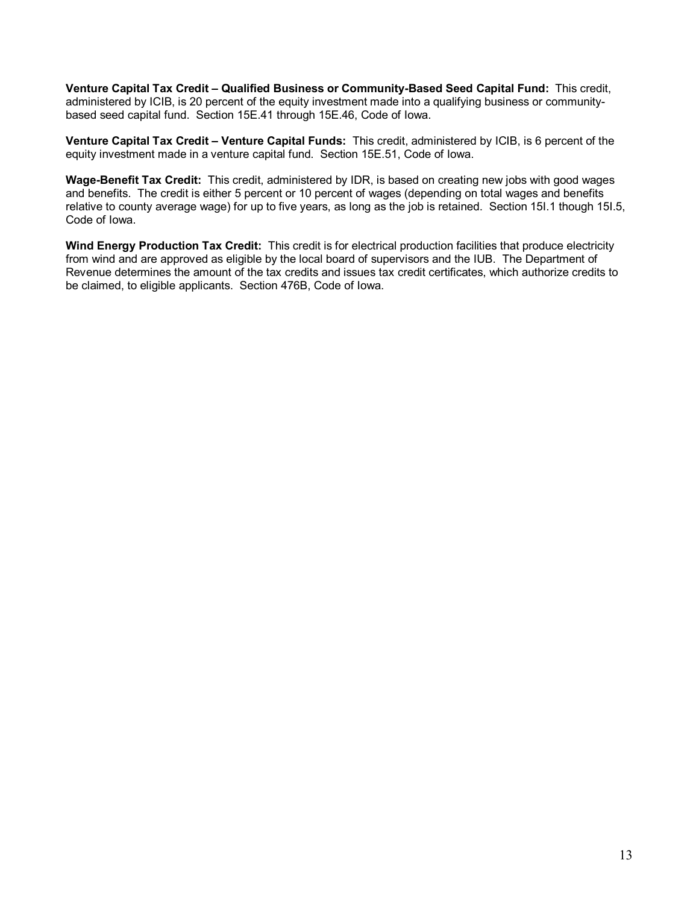**Venture Capital Tax Credit – Qualified Business or Community-Based Seed Capital Fund:** This credit, administered by ICIB, is 20 percent of the equity investment made into a qualifying business or community-based seed capital fund. Section 15E.41 through 15E.46, Code of Iowa.

**Venture Capital Tax Credit – Venture Capital Funds:** This credit, administered by ICIB, is 6 percent of the equity investment made in a venture capital fund. Section 15E.51, Code of Iowa.

**Wage-Benefit Tax Credit:** This credit, administered by IDR, is based on creating new jobs with good wages and benefits. The credit is either 5 percent or 10 percent of wages (depending on total wages and benefits relative to county average wage) for up to five years, as long as the job is retained. Section 15I.1 though 15I.5, Code of Iowa.

**Wind Energy Production Tax Credit:** This credit is for electrical production facilities that produce electricity from wind and are approved as eligible by the local board of supervisors and the IUB. The Department of Revenue determines the amount of the tax credits and issues tax credit certificates, which authorize credits to be claimed, to eligible applicants. Section 476B, Code of Iowa.